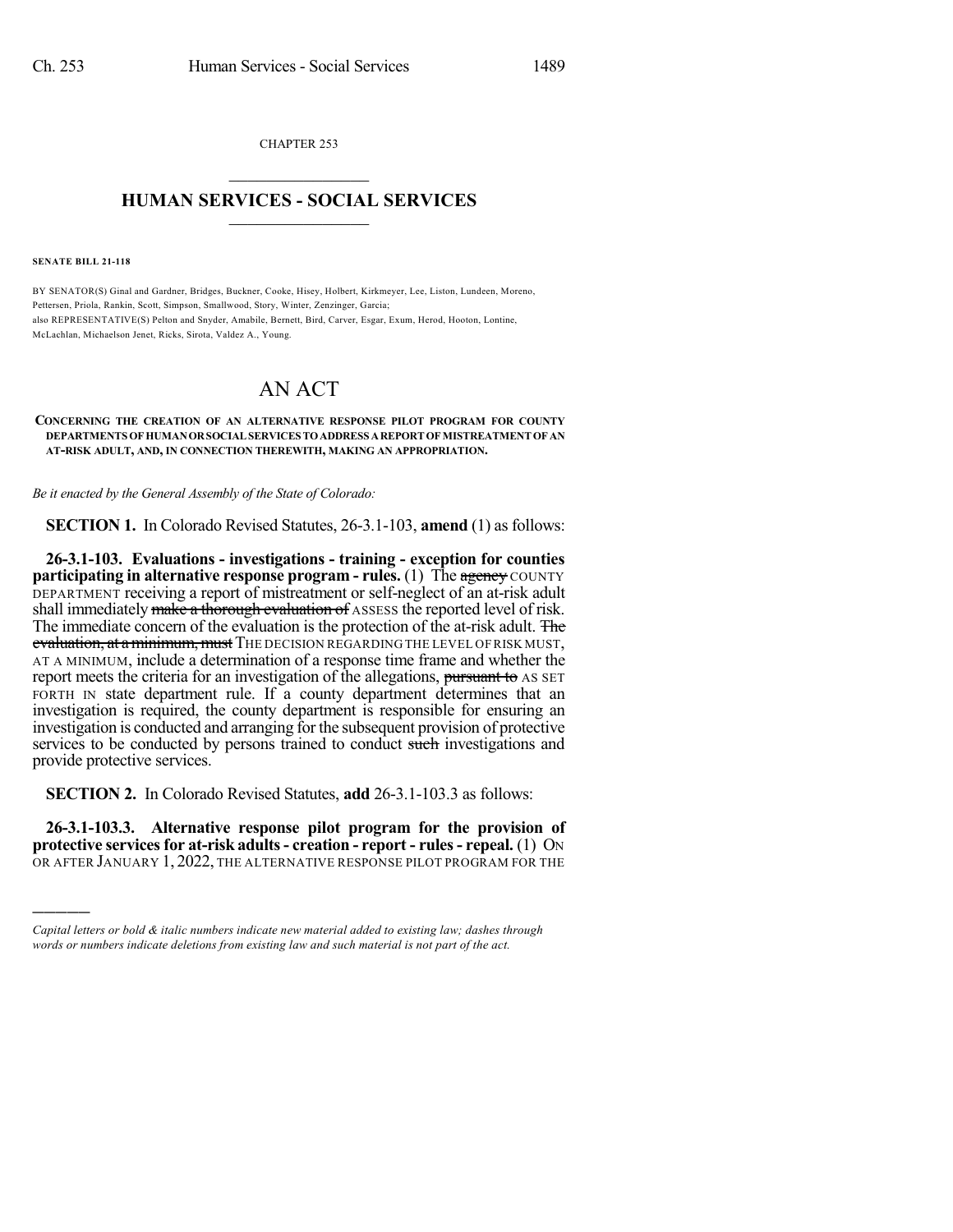CHAPTER 253

# HUMAN SERVICES - SOCIAL SERVICES

**SENATE BILL 21-118**

BY SENATOR(S) Ginal and Gardner, Bridges, Buckner, Cooke, Hisey, Holbert, Kirkmeyer, Lee, Liston, Lundeen, Moreno, Pettersen, Priola, Rankin, Scott, Simpson, Smallwood, Story, Winter, Zenzinger, Garcia;
also REPRESENTATIVE(S) Pelton and Snyder, Amabile, Bernett, Bird, Carver, Esgar, Exum, Herod, Hooton, Lontine, McLachlan, Michaelson Jenet, Ricks, Sirota, Valdez A., Young.

# AN ACT

**CONCERNING THE CREATION OF AN ALTERNATIVE RESPONSE PILOT PROGRAM FOR COUNTY DEPARTMENTS OF HUMAN OR SOCIAL SERVICES TO ADDRESS A REPORT OF MISTREATMENT OF AN AT-RISK ADULT, AND, IN CONNECTION THEREWITH, MAKING AN APPROPRIATION.**

*Be it enacted by the General Assembly of the State of Colorado:*

**SECTION 1.** In Colorado Revised Statutes, 26-3.1-103, **amend** (1) as follows:

**26-3.1-103. Evaluations - investigations - training - exception for counties participating in alternative response program - rules.** (1) The ~~agency~~ COUNTY DEPARTMENT receiving a report of mistreatment or self-neglect of an at-risk adult shall immediately ~~make a thorough evaluation of~~ ASSESS the reported level of risk. The immediate concern of the evaluation is the protection of the at-risk adult. ~~The evaluation, at a minimum, must~~ THE DECISION REGARDING THE LEVEL OF RISK MUST, AT A MINIMUM, include a determination of a response time frame and whether the report meets the criteria for an investigation of the allegations, ~~pursuant to~~ AS SET FORTH IN state department rule. If a county department determines that an investigation is required, the county department is responsible for ensuring an investigation is conducted and arranging for the subsequent provision of protective services to be conducted by persons trained to conduct ~~such~~ investigations and provide protective services.

**SECTION 2.** In Colorado Revised Statutes, **add** 26-3.1-103.3 as follows:

**26-3.1-103.3. Alternative response pilot program for the provision of protective services for at-risk adults - creation - report - rules - repeal.** (1) ON OR AFTER JANUARY 1, 2022, THE ALTERNATIVE RESPONSE PILOT PROGRAM FOR THE

*Capital letters or bold & italic numbers indicate new material added to existing law; dashes through words or numbers indicate deletions from existing law and such material is not part of the act.*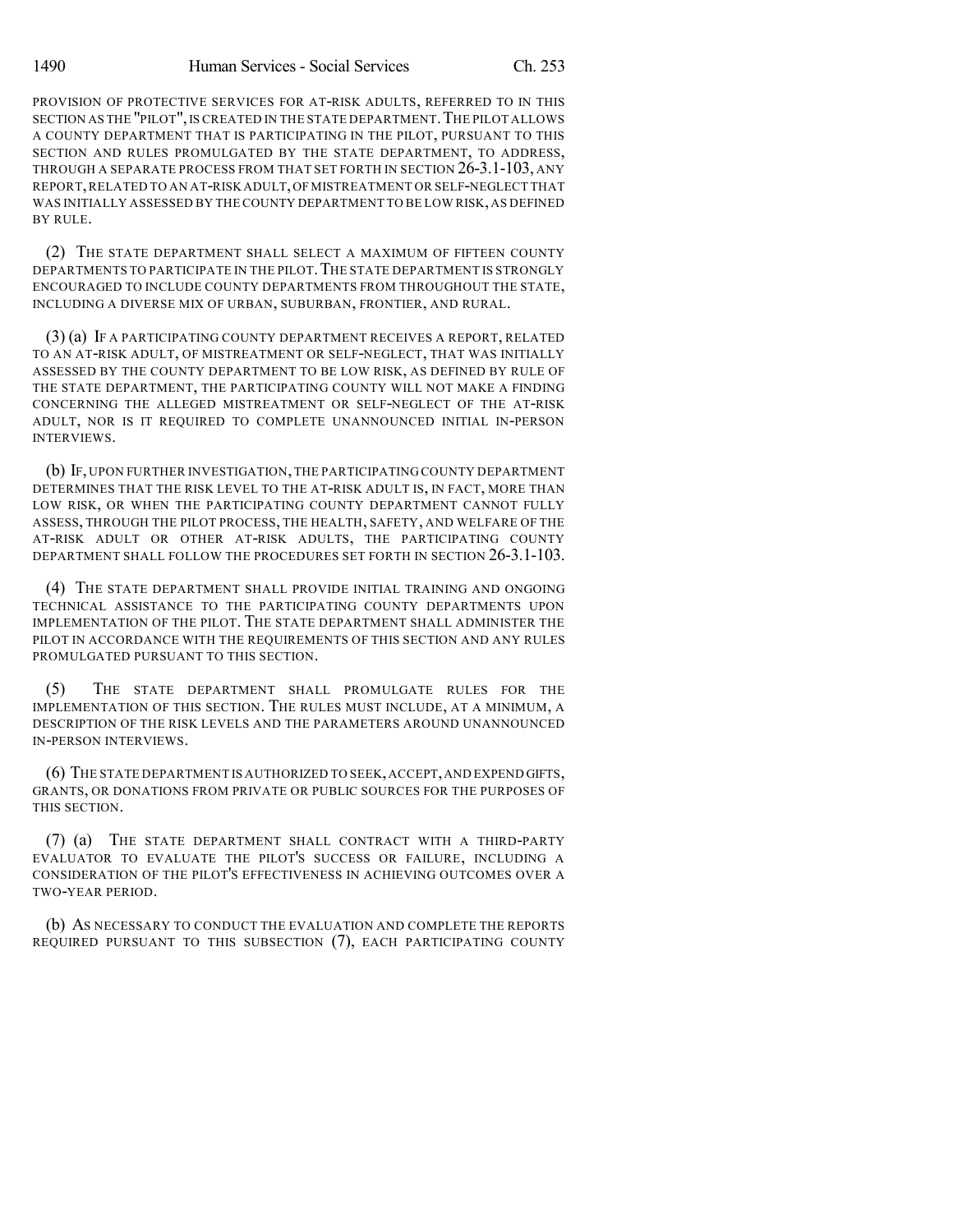PROVISION OF PROTECTIVE SERVICES FOR AT-RISK ADULTS, REFERRED TO IN THIS SECTION AS THE "PILOT", IS CREATED IN THE STATE DEPARTMENT. THE PILOT ALLOWS A COUNTY DEPARTMENT THAT IS PARTICIPATING IN THE PILOT, PURSUANT TO THIS SECTION AND RULES PROMULGATED BY THE STATE DEPARTMENT, TO ADDRESS, THROUGH A SEPARATE PROCESS FROM THAT SET FORTH IN SECTION 26-3.1-103, ANY REPORT, RELATED TO AN AT-RISK ADULT, OF MISTREATMENT OR SELF-NEGLECT THAT WAS INITIALLY ASSESSED BY THE COUNTY DEPARTMENT TO BE LOW RISK, AS DEFINED BY RULE.

(2) THE STATE DEPARTMENT SHALL SELECT A MAXIMUM OF FIFTEEN COUNTY DEPARTMENTS TO PARTICIPATE IN THE PILOT. THE STATE DEPARTMENT IS STRONGLY ENCOURAGED TO INCLUDE COUNTY DEPARTMENTS FROM THROUGHOUT THE STATE, INCLUDING A DIVERSE MIX OF URBAN, SUBURBAN, FRONTIER, AND RURAL.

(3) (a) IF A PARTICIPATING COUNTY DEPARTMENT RECEIVES A REPORT, RELATED TO AN AT-RISK ADULT, OF MISTREATMENT OR SELF-NEGLECT, THAT WAS INITIALLY ASSESSED BY THE COUNTY DEPARTMENT TO BE LOW RISK, AS DEFINED BY RULE OF THE STATE DEPARTMENT, THE PARTICIPATING COUNTY WILL NOT MAKE A FINDING CONCERNING THE ALLEGED MISTREATMENT OR SELF-NEGLECT OF THE AT-RISK ADULT, NOR IS IT REQUIRED TO COMPLETE UNANNOUNCED INITIAL IN-PERSON INTERVIEWS.

(b) IF, UPON FURTHER INVESTIGATION, THE PARTICIPATING COUNTY DEPARTMENT DETERMINES THAT THE RISK LEVEL TO THE AT-RISK ADULT IS, IN FACT, MORE THAN LOW RISK, OR WHEN THE PARTICIPATING COUNTY DEPARTMENT CANNOT FULLY ASSESS, THROUGH THE PILOT PROCESS, THE HEALTH, SAFETY, AND WELFARE OF THE AT-RISK ADULT OR OTHER AT-RISK ADULTS, THE PARTICIPATING COUNTY DEPARTMENT SHALL FOLLOW THE PROCEDURES SET FORTH IN SECTION 26-3.1-103.

(4) THE STATE DEPARTMENT SHALL PROVIDE INITIAL TRAINING AND ONGOING TECHNICAL ASSISTANCE TO THE PARTICIPATING COUNTY DEPARTMENTS UPON IMPLEMENTATION OF THE PILOT. THE STATE DEPARTMENT SHALL ADMINISTER THE PILOT IN ACCORDANCE WITH THE REQUIREMENTS OF THIS SECTION AND ANY RULES PROMULGATED PURSUANT TO THIS SECTION.

(5) THE STATE DEPARTMENT SHALL PROMULGATE RULES FOR THE IMPLEMENTATION OF THIS SECTION. THE RULES MUST INCLUDE, AT A MINIMUM, A DESCRIPTION OF THE RISK LEVELS AND THE PARAMETERS AROUND UNANNOUNCED IN-PERSON INTERVIEWS.

(6) THE STATE DEPARTMENT IS AUTHORIZED TO SEEK, ACCEPT, AND EXPEND GIFTS, GRANTS, OR DONATIONS FROM PRIVATE OR PUBLIC SOURCES FOR THE PURPOSES OF THIS SECTION.

(7) (a) THE STATE DEPARTMENT SHALL CONTRACT WITH A THIRD-PARTY EVALUATOR TO EVALUATE THE PILOT'S SUCCESS OR FAILURE, INCLUDING A CONSIDERATION OF THE PILOT'S EFFECTIVENESS IN ACHIEVING OUTCOMES OVER A TWO-YEAR PERIOD.

(b) AS NECESSARY TO CONDUCT THE EVALUATION AND COMPLETE THE REPORTS REQUIRED PURSUANT TO THIS SUBSECTION (7), EACH PARTICIPATING COUNTY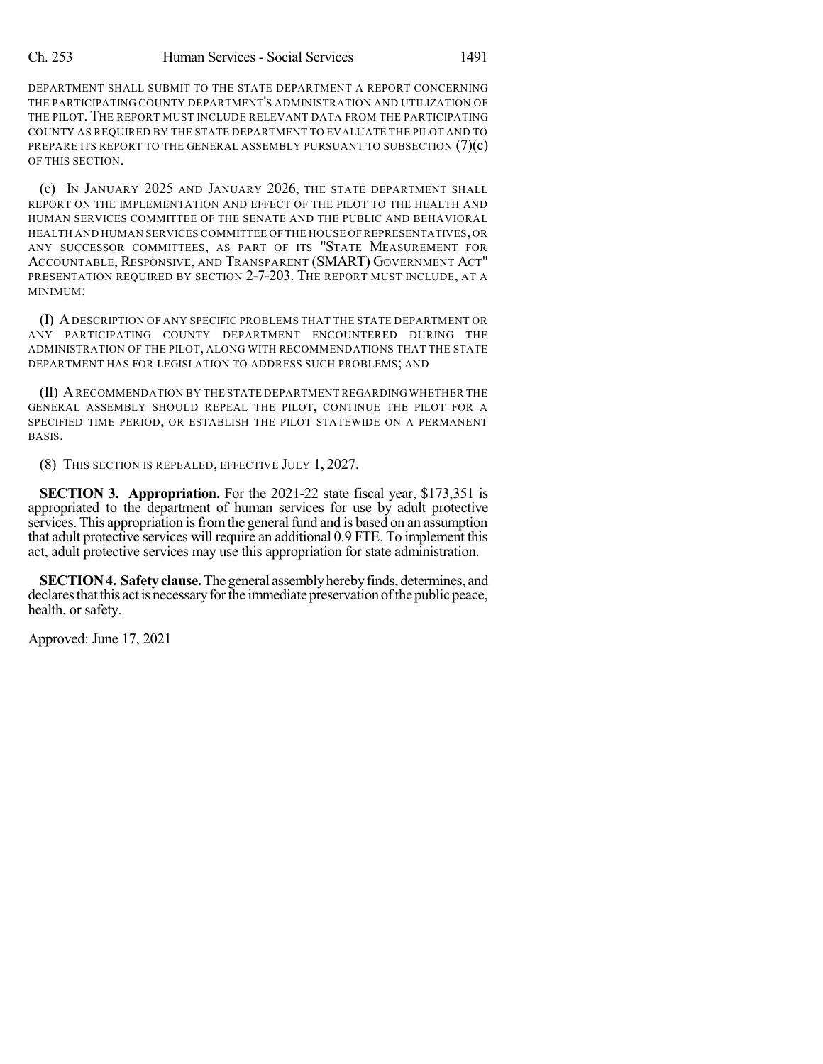DEPARTMENT SHALL SUBMIT TO THE STATE DEPARTMENT A REPORT CONCERNING THE PARTICIPATING COUNTY DEPARTMENT'S ADMINISTRATION AND UTILIZATION OF THE PILOT. THE REPORT MUST INCLUDE RELEVANT DATA FROM THE PARTICIPATING COUNTY AS REQUIRED BY THE STATE DEPARTMENT TO EVALUATE THE PILOT AND TO PREPARE ITS REPORT TO THE GENERAL ASSEMBLY PURSUANT TO SUBSECTION (7)(c) OF THIS SECTION.

(c) IN JANUARY 2025 AND JANUARY 2026, THE STATE DEPARTMENT SHALL REPORT ON THE IMPLEMENTATION AND EFFECT OF THE PILOT TO THE HEALTH AND HUMAN SERVICES COMMITTEE OF THE SENATE AND THE PUBLIC AND BEHAVIORAL HEALTH AND HUMAN SERVICES COMMITTEE OF THE HOUSE OF REPRESENTATIVES, OR ANY SUCCESSOR COMMITTEES, AS PART OF ITS "STATE MEASUREMENT FOR ACCOUNTABLE, RESPONSIVE, AND TRANSPARENT (SMART) GOVERNMENT ACT" PRESENTATION REQUIRED BY SECTION 2-7-203. THE REPORT MUST INCLUDE, AT A MINIMUM:

(I) A DESCRIPTION OF ANY SPECIFIC PROBLEMS THAT THE STATE DEPARTMENT OR ANY PARTICIPATING COUNTY DEPARTMENT ENCOUNTERED DURING THE ADMINISTRATION OF THE PILOT, ALONG WITH RECOMMENDATIONS THAT THE STATE DEPARTMENT HAS FOR LEGISLATION TO ADDRESS SUCH PROBLEMS; AND

(II) A RECOMMENDATION BY THE STATE DEPARTMENT REGARDING WHETHER THE GENERAL ASSEMBLY SHOULD REPEAL THE PILOT, CONTINUE THE PILOT FOR A SPECIFIED TIME PERIOD, OR ESTABLISH THE PILOT STATEWIDE ON A PERMANENT BASIS.

(8) THIS SECTION IS REPEALED, EFFECTIVE JULY 1, 2027.

**SECTION 3. Appropriation.** For the 2021-22 state fiscal year, $173,351 is appropriated to the department of human services for use by adult protective services. This appropriation is from the general fund and is based on an assumption that adult protective services will require an additional 0.9 FTE. To implement this act, adult protective services may use this appropriation for state administration.

**SECTION 4. Safety clause.** The general assembly hereby finds, determines, and declares that this act is necessary for the immediate preservation of the public peace, health, or safety.

Approved: June 17, 2021